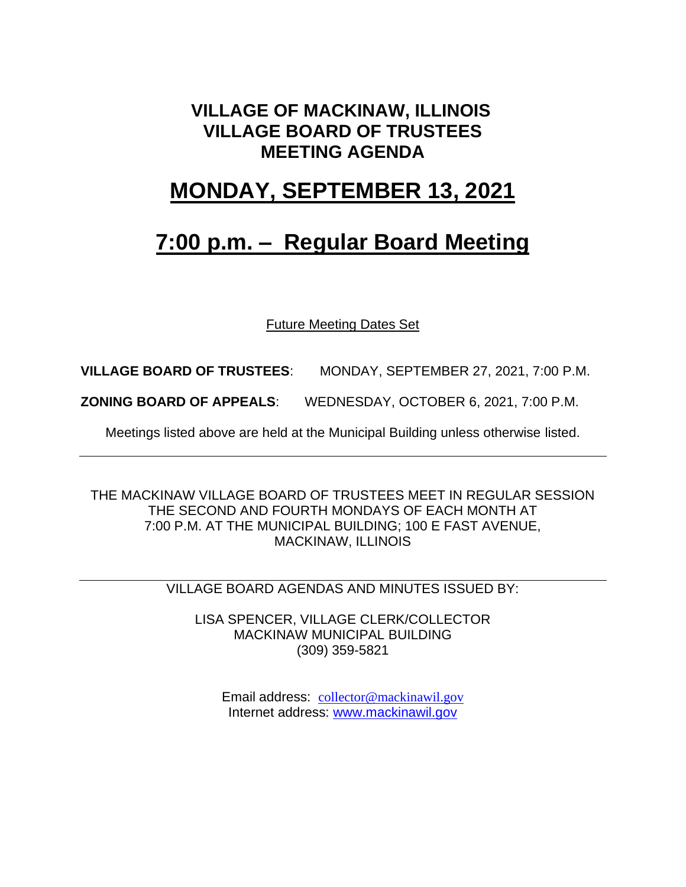# VILLAGE OF MACKINAW, ILLINOIS
# VILLAGE BOARD OF TRUSTEES
# MEETING AGENDA

## MONDAY, SEPTEMBER 13, 2021

## 7:00 p.m. – Regular Board Meeting

Future Meeting Dates Set

**VILLAGE BOARD OF TRUSTEES**: MONDAY, SEPTEMBER 27, 2021, 7:00 P.M.

**ZONING BOARD OF APPEALS**: WEDNESDAY, OCTOBER 6, 2021, 7:00 P.M.

Meetings listed above are held at the Municipal Building unless otherwise listed.

---

THE MACKINAW VILLAGE BOARD OF TRUSTEES MEET IN REGULAR SESSION THE SECOND AND FOURTH MONDAYS OF EACH MONTH AT 7:00 P.M. AT THE MUNICIPAL BUILDING; 100 E FAST AVENUE, MACKINAW, ILLINOIS

---

VILLAGE BOARD AGENDAS AND MINUTES ISSUED BY:

LISA SPENCER, VILLAGE CLERK/COLLECTOR
MACKINAW MUNICIPAL BUILDING
(309) 359-5821

Email address: collector@mackinawil.gov
Internet address: www.mackinawil.gov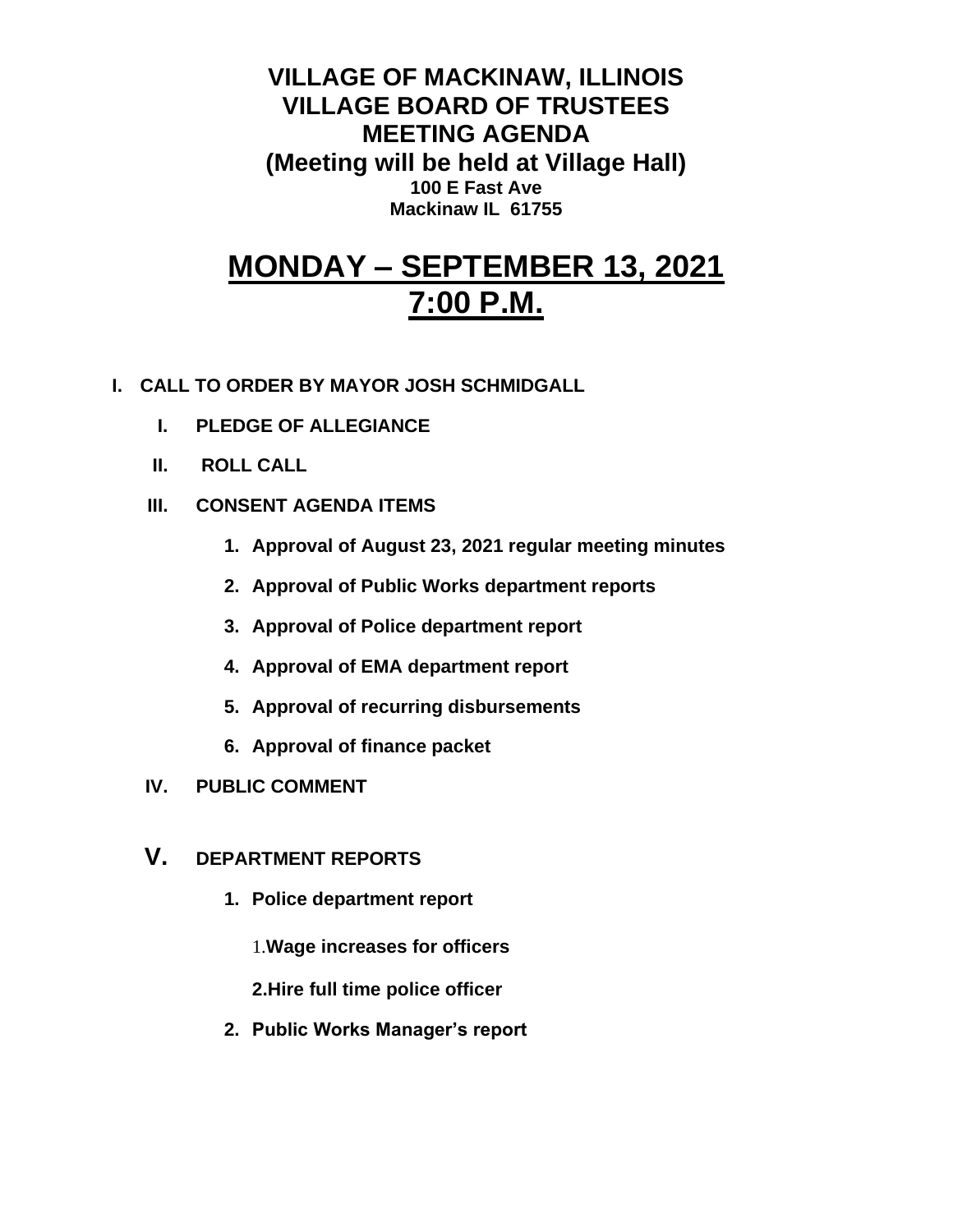# VILLAGE OF MACKINAW, ILLINOIS
# VILLAGE BOARD OF TRUSTEES
# MEETING AGENDA
## (Meeting will be held at Village Hall)
**100 E Fast Ave**
**Mackinaw IL 61755**

# MONDAY – SEPTEMBER 13, 2021
# 7:00 P.M.

**I. CALL TO ORDER BY MAYOR JOSH SCHMIDGALL**

**I. PLEDGE OF ALLEGIANCE**

**II. ROLL CALL**

**III. CONSENT AGENDA ITEMS**

1. **Approval of August 23, 2021 regular meeting minutes**
2. **Approval of Public Works department reports**
3. **Approval of Police department report**
4. **Approval of EMA department report**
5. **Approval of recurring disbursements**
6. **Approval of finance packet**

**IV. PUBLIC COMMENT**

**V. DEPARTMENT REPORTS**

1. **Police department report**

   1.**Wage increases for officers**

   **2.Hire full time police officer**

2. **Public Works Manager's report**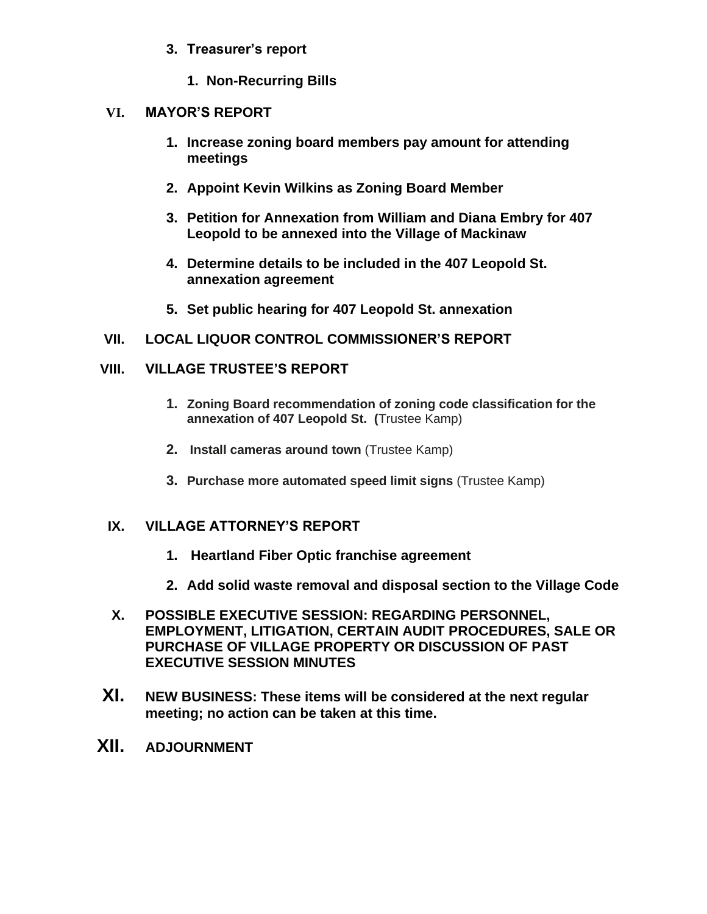3. **Treasurer's report**

    1. **Non-Recurring Bills**

**VI. MAYOR'S REPORT**

1. **Increase zoning board members pay amount for attending meetings**

2. **Appoint Kevin Wilkins as Zoning Board Member**

3. **Petition for Annexation from William and Diana Embry for 407 Leopold to be annexed into the Village of Mackinaw**

4. **Determine details to be included in the 407 Leopold St. annexation agreement**

5. **Set public hearing for 407 Leopold St. annexation**

**VII. LOCAL LIQUOR CONTROL COMMISSIONER'S REPORT**

**VIII. VILLAGE TRUSTEE'S REPORT**

1. **Zoning Board recommendation of zoning code classification for the annexation of 407 Leopold St. (**Trustee Kamp)

2. **Install cameras around town** (Trustee Kamp)

3. **Purchase more automated speed limit signs** (Trustee Kamp)

**IX. VILLAGE ATTORNEY'S REPORT**

1. **Heartland Fiber Optic franchise agreement**

2. **Add solid waste removal and disposal section to the Village Code**

**X. POSSIBLE EXECUTIVE SESSION: REGARDING PERSONNEL, EMPLOYMENT, LITIGATION, CERTAIN AUDIT PROCEDURES, SALE OR PURCHASE OF VILLAGE PROPERTY OR DISCUSSION OF PAST EXECUTIVE SESSION MINUTES**

**XI. NEW BUSINESS: These items will be considered at the next regular meeting; no action can be taken at this time.**

**XII. ADJOURNMENT**